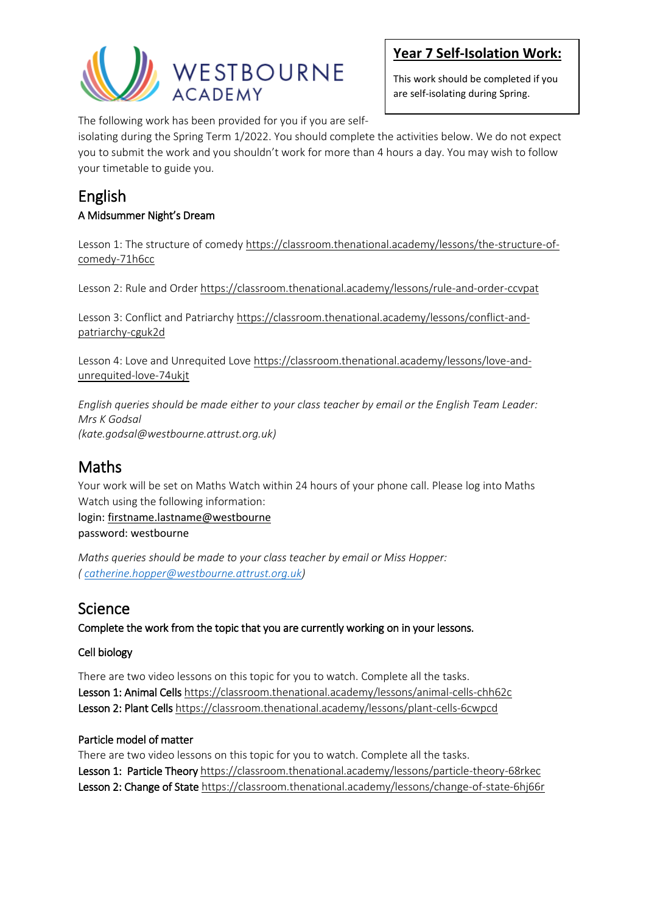WESTBOURNE ACADEMY

**Year 7 Self-Isolation Work:**

This work should be completed if you are self-isolating during Spring.

The following work has been provided for you if you are self-isolating during the Spring Term 1/2022. You should complete the activities below. We do not expect you to submit the work and you shouldn't work for more than 4 hours a day. You may wish to follow your timetable to guide you.

# English

A Midsummer Night's Dream

Lesson 1: The structure of comedy https://classroom.thenational.academy/lessons/the-structure-of-comedy-71h6cc

Lesson 2: Rule and Order https://classroom.thenational.academy/lessons/rule-and-order-ccvpat

Lesson 3: Conflict and Patriarchy https://classroom.thenational.academy/lessons/conflict-and-patriarchy-cguk2d

Lesson 4: Love and Unrequited Love https://classroom.thenational.academy/lessons/love-and-unrequited-love-74ukjt

*English queries should be made either to your class teacher by email or the English Team Leader: Mrs K Godsal (kate.godsal@westbourne.attrust.org.uk)*

# Maths

Your work will be set on Maths Watch within 24 hours of your phone call. Please log into Maths Watch using the following information:

login: firstname.lastname@westbourne

password: westbourne

*Maths queries should be made to your class teacher by email or Miss Hopper: ( catherine.hopper@westbourne.attrust.org.uk)*

# Science

Complete the work from the topic that you are currently working on in your lessons.

## Cell biology

There are two video lessons on this topic for you to watch. Complete all the tasks.

Lesson 1: Animal Cells https://classroom.thenational.academy/lessons/animal-cells-chh62c

Lesson 2: Plant Cells https://classroom.thenational.academy/lessons/plant-cells-6cwpcd

## Particle model of matter

There are two video lessons on this topic for you to watch. Complete all the tasks.

Lesson 1: Particle Theory https://classroom.thenational.academy/lessons/particle-theory-68rkec

Lesson 2: Change of State https://classroom.thenational.academy/lessons/change-of-state-6hj66r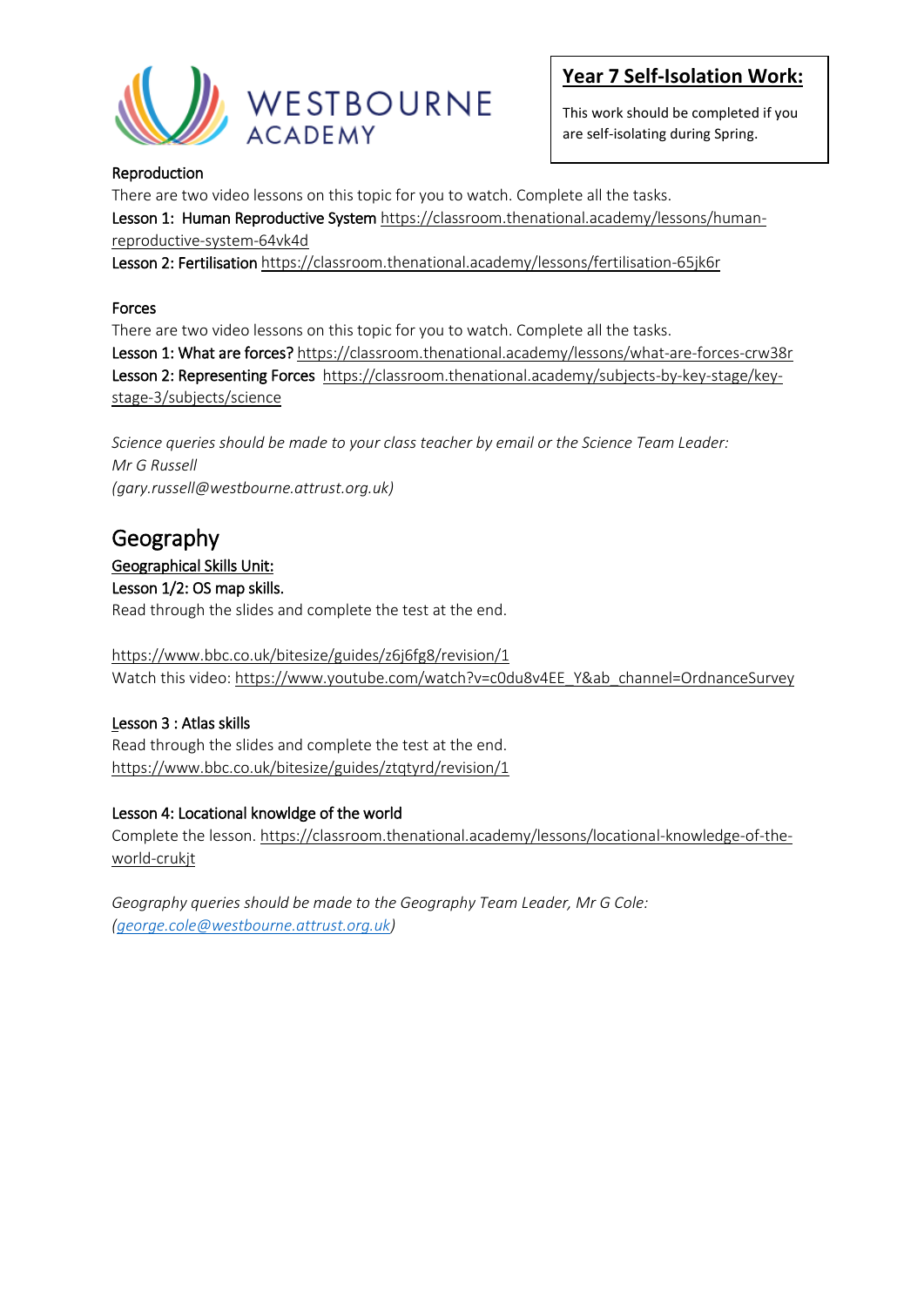**Year 7 Self-Isolation Work:**

This work should be completed if you are self-isolating during Spring.

Reproduction

There are two video lessons on this topic for you to watch. Complete all the tasks.

Lesson 1: Human Reproductive System https://classroom.thenational.academy/lessons/human-reproductive-system-64vk4d

Lesson 2: Fertilisation https://classroom.thenational.academy/lessons/fertilisation-65jk6r

Forces

There are two video lessons on this topic for you to watch. Complete all the tasks.

Lesson 1: What are forces? https://classroom.thenational.academy/lessons/what-are-forces-crw38r

Lesson 2: Representing Forces https://classroom.thenational.academy/subjects-by-key-stage/key-stage-3/subjects/science

*Science queries should be made to your class teacher by email or the Science Team Leader: Mr G Russell (gary.russell@westbourne.attrust.org.uk)*

## Geography

Geographical Skills Unit:

Lesson 1/2: OS map skills.

Read through the slides and complete the test at the end.

https://www.bbc.co.uk/bitesize/guides/z6j6fg8/revision/1

Watch this video: https://www.youtube.com/watch?v=c0du8v4EE_Y&ab_channel=OrdnanceSurvey

Lesson 3 : Atlas skills

Read through the slides and complete the test at the end.

https://www.bbc.co.uk/bitesize/guides/ztqtyrd/revision/1

Lesson 4: Locational knowldge of the world

Complete the lesson. https://classroom.thenational.academy/lessons/locational-knowledge-of-the-world-crukjt

*Geography queries should be made to the Geography Team Leader, Mr G Cole: (george.cole@westbourne.attrust.org.uk)*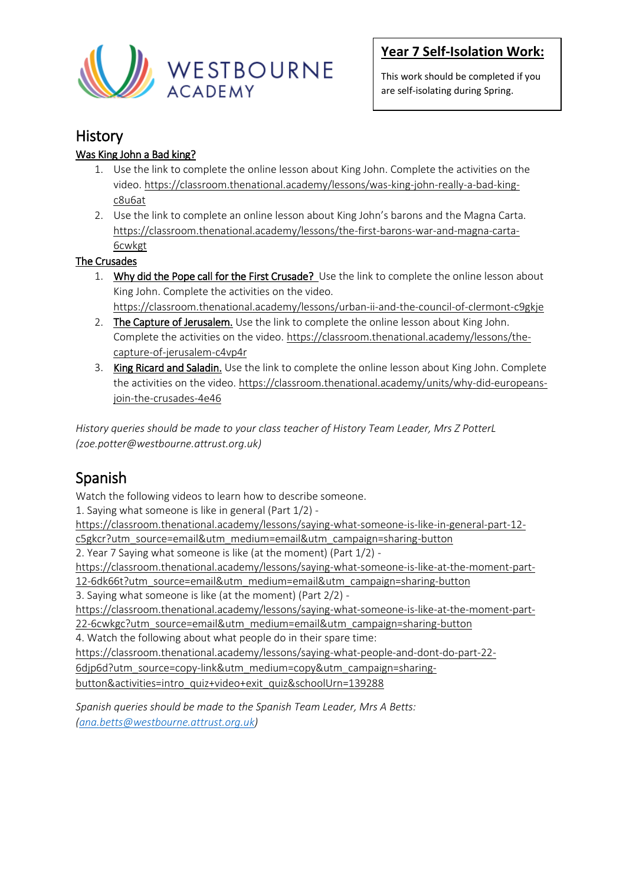**Year 7 Self-Isolation Work:**

This work should be completed if you are self-isolating during Spring.

# History

**Was King John a Bad king?**

1. Use the link to complete the online lesson about King John. Complete the activities on the video. https://classroom.thenational.academy/lessons/was-king-john-really-a-bad-king-c8u6at
2. Use the link to complete an online lesson about King John's barons and the Magna Carta. https://classroom.thenational.academy/lessons/the-first-barons-war-and-magna-carta-6cwkgt

**The Crusades**

1. **Why did the Pope call for the First Crusade?** Use the link to complete the online lesson about King John. Complete the activities on the video. https://classroom.thenational.academy/lessons/urban-ii-and-the-council-of-clermont-c9gkje
2. **The Capture of Jerusalem.** Use the link to complete the online lesson about King John. Complete the activities on the video. https://classroom.thenational.academy/lessons/the-capture-of-jerusalem-c4vp4r
3. **King Ricard and Saladin.** Use the link to complete the online lesson about King John. Complete the activities on the video. https://classroom.thenational.academy/units/why-did-europeans-join-the-crusades-4e46

*History queries should be made to your class teacher of History Team Leader, Mrs Z PotterL (zoe.potter@westbourne.attrust.org.uk)*

# Spanish

Watch the following videos to learn how to describe someone.

1. Saying what someone is like in general (Part 1/2) - https://classroom.thenational.academy/lessons/saying-what-someone-is-like-in-general-part-12-c5gkcr?utm_source=email&utm_medium=email&utm_campaign=sharing-button
2. Year 7 Saying what someone is like (at the moment) (Part 1/2) - https://classroom.thenational.academy/lessons/saying-what-someone-is-like-at-the-moment-part-12-6dk66t?utm_source=email&utm_medium=email&utm_campaign=sharing-button
3. Saying what someone is like (at the moment) (Part 2/2) - https://classroom.thenational.academy/lessons/saying-what-someone-is-like-at-the-moment-part-22-6cwkgc?utm_source=email&utm_medium=email&utm_campaign=sharing-button
4. Watch the following about what people do in their spare time: https://classroom.thenational.academy/lessons/saying-what-people-and-dont-do-part-22-6djp6d?utm_source=copy-link&utm_medium=copy&utm_campaign=sharing-button&activities=intro_quiz+video+exit_quiz&schoolUrn=139288

*Spanish queries should be made to the Spanish Team Leader, Mrs A Betts: (ana.betts@westbourne.attrust.org.uk)*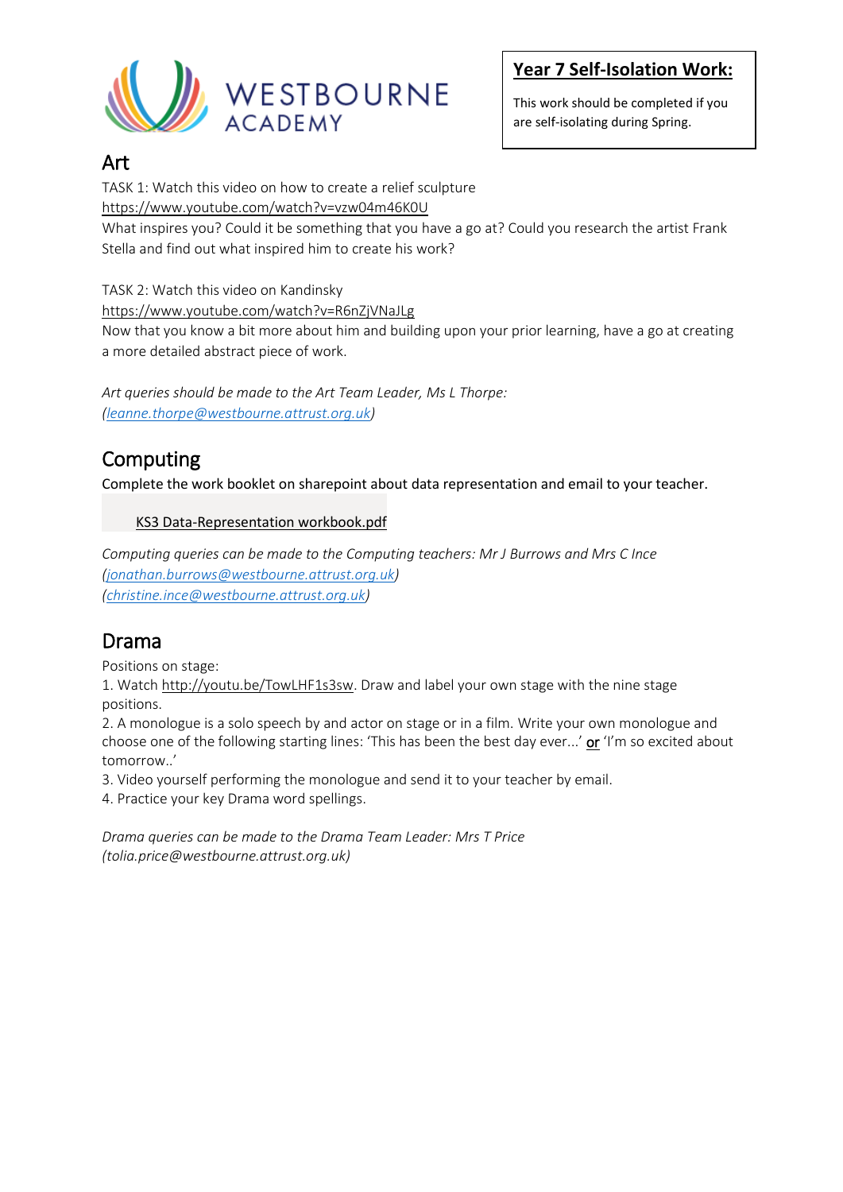WESTBOURNE ACADEMY

**Year 7 Self-Isolation Work:**

This work should be completed if you are self-isolating during Spring.

## Art

TASK 1: Watch this video on how to create a relief sculpture
https://www.youtube.com/watch?v=vzw04m46K0U
What inspires you? Could it be something that you have a go at? Could you research the artist Frank Stella and find out what inspired him to create his work?

TASK 2: Watch this video on Kandinsky
https://www.youtube.com/watch?v=R6nZjVNaJLg
Now that you know a bit more about him and building upon your prior learning, have a go at creating a more detailed abstract piece of work.

*Art queries should be made to the Art Team Leader, Ms L Thorpe: (leanne.thorpe@westbourne.attrust.org.uk)*

## Computing

Complete the work booklet on sharepoint about data representation and email to your teacher.

KS3 Data-Representation workbook.pdf

*Computing queries can be made to the Computing teachers: Mr J Burrows and Mrs C Ince (jonathan.burrows@westbourne.attrust.org.uk) (christine.ince@westbourne.attrust.org.uk)*

## Drama

Positions on stage:

1. Watch http://youtu.be/TowLHF1s3sw. Draw and label your own stage with the nine stage positions.
2. A monologue is a solo speech by and actor on stage or in a film. Write your own monologue and choose one of the following starting lines: 'This has been the best day ever...' **or** 'I'm so excited about tomorrow..'
3. Video yourself performing the monologue and send it to your teacher by email.
4. Practice your key Drama word spellings.

*Drama queries can be made to the Drama Team Leader: Mrs T Price (tolia.price@westbourne.attrust.org.uk)*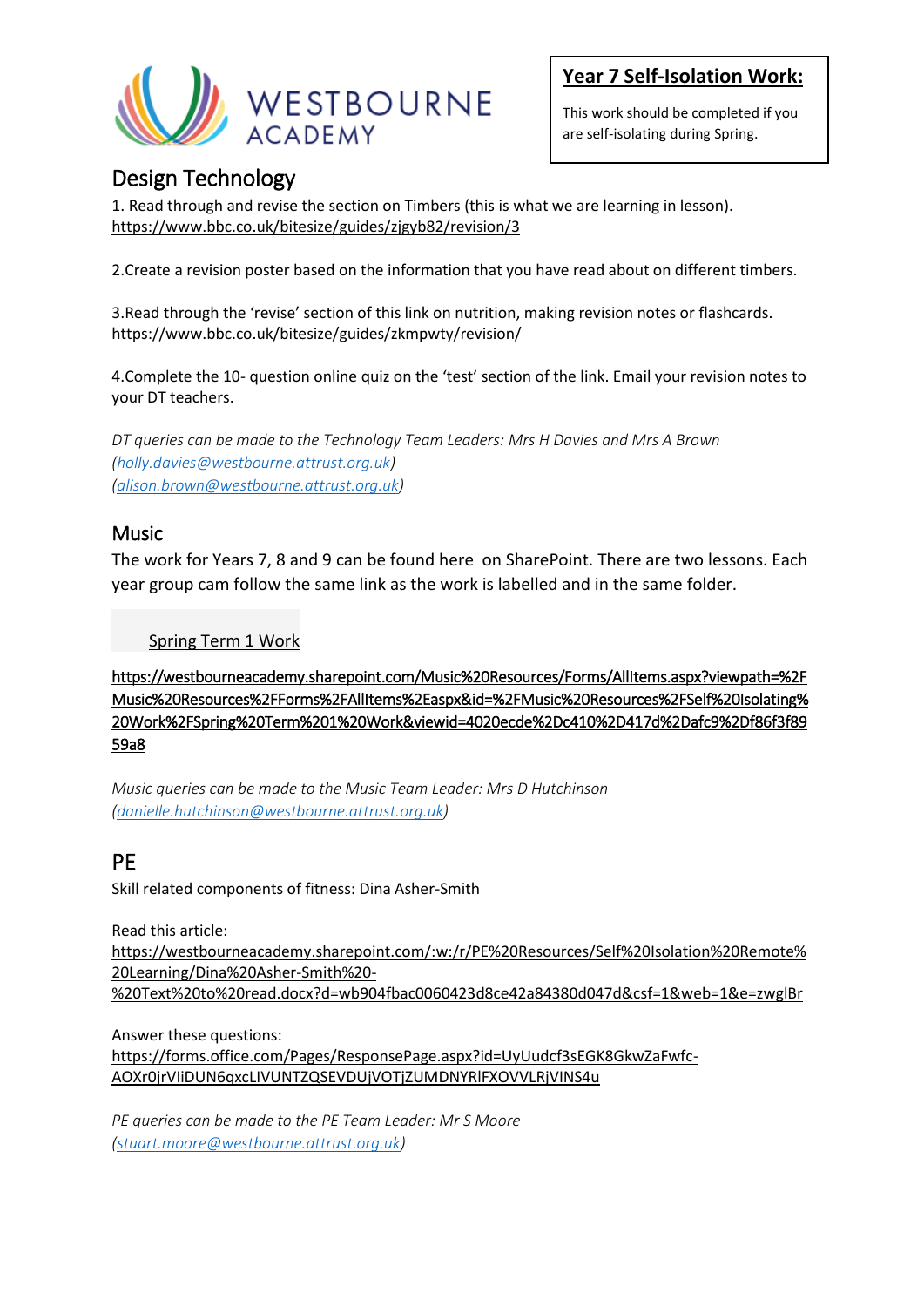WESTBOURNE ACADEMY

**Year 7 Self-Isolation Work:**

This work should be completed if you are self-isolating during Spring.

## Design Technology

1. Read through and revise the section on Timbers (this is what we are learning in lesson). https://www.bbc.co.uk/bitesize/guides/zjgyb82/revision/3

2.Create a revision poster based on the information that you have read about on different timbers.

3.Read through the 'revise' section of this link on nutrition, making revision notes or flashcards. https://www.bbc.co.uk/bitesize/guides/zkmpwty/revision/

4.Complete the 10- question online quiz on the 'test' section of the link. Email your revision notes to your DT teachers.

*DT queries can be made to the Technology Team Leaders: Mrs H Davies and Mrs A Brown (holly.davies@westbourne.attrust.org.uk) (alison.brown@westbourne.attrust.org.uk)*

## Music

The work for Years 7, 8 and 9 can be found here on SharePoint. There are two lessons. Each year group cam follow the same link as the work is labelled and in the same folder.

Spring Term 1 Work

https://westbourneacademy.sharepoint.com/Music%20Resources/Forms/AllItems.aspx?viewpath=%2FMusic%20Resources%2FForms%2FAllItems%2Easpx&id=%2FMusic%20Resources%2FSelf%20Isolating%20Work%2FSpring%20Term%201%20Work&viewid=4020ecde%2Dc410%2D417d%2Dafc9%2Df86f3f8959a8

*Music queries can be made to the Music Team Leader: Mrs D Hutchinson (danielle.hutchinson@westbourne.attrust.org.uk)*

## PE

Skill related components of fitness: Dina Asher-Smith

Read this article: https://westbourneacademy.sharepoint.com/:w:/r/PE%20Resources/Self%20Isolation%20Remote%20Learning/Dina%20Asher-Smith%20-%20Text%20to%20read.docx?d=wb904fbac0060423d8ce42a84380d047d&csf=1&web=1&e=zwglBr

Answer these questions: https://forms.office.com/Pages/ResponsePage.aspx?id=UyUudcf3sEGK8GkwZaFwfc-AOXr0jrVIiDUN6qxcLIVUNTZQSEVDUjVOTjZUMDNYRlFXOVVLRjVINS4u

*PE queries can be made to the PE Team Leader: Mr S Moore (stuart.moore@westbourne.attrust.org.uk)*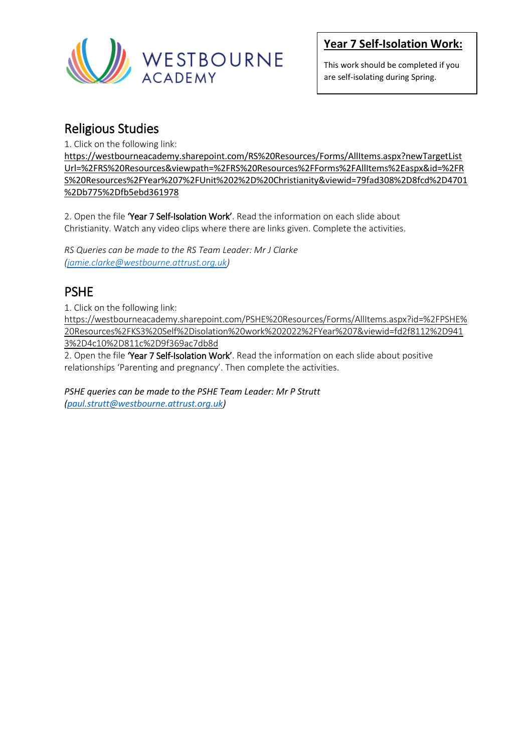WESTBOURNE ACADEMY

**Year 7 Self-Isolation Work:**

This work should be completed if you are self-isolating during Spring.

## Religious Studies

1. Click on the following link:
https://westbourneacademy.sharepoint.com/RS%20Resources/Forms/AllItems.aspx?newTargetListUrl=%2FRS%20Resources&viewpath=%2FRS%20Resources%2FForms%2FAllItems%2Easpx&id=%2FRS%20Resources%2FYear%207%2FUnit%202%2D%20Christianity&viewid=79fad308%2D8fcd%2D4701%2Db775%2Dfb5ebd361978

2. Open the file **'Year 7 Self-Isolation Work'**. Read the information on each slide about Christianity. Watch any video clips where there are links given. Complete the activities.

*RS Queries can be made to the RS Team Leader: Mr J Clarke (jamie.clarke@westbourne.attrust.org.uk)*

## PSHE

1. Click on the following link:
https://westbourneacademy.sharepoint.com/PSHE%20Resources/Forms/AllItems.aspx?id=%2FPSHE%20Resources%2FKS3%20Self%2Disolation%20work%202022%2FYear%207&viewid=fd2f8112%2D9413%2D4c10%2D811c%2D9f369ac7db8d
2. Open the file **'Year 7 Self-Isolation Work'**. Read the information on each slide about positive relationships 'Parenting and pregnancy'. Then complete the activities.

*PSHE queries can be made to the PSHE Team Leader: Mr P Strutt (paul.strutt@westbourne.attrust.org.uk)*